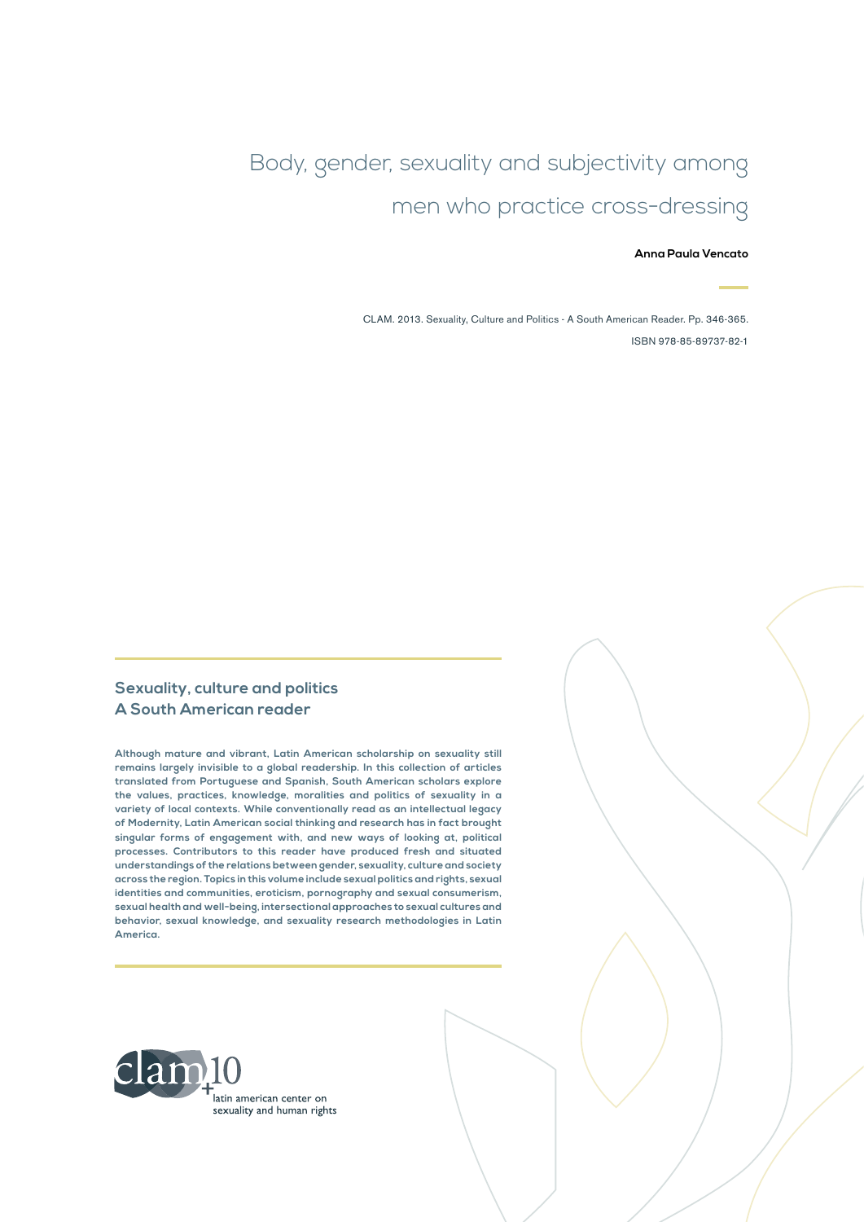# Body, gender, sexuality and subjectivity among men who practice cross-dressing

**Anna Paula Vencato**

CLAM. 2013. Sexuality, Culture and Politics - A South American Reader. Pp. 346-365.

ISBN 978-85-89737-82-1

## Sexuality, culture and politics
## A South American reader

**Although mature and vibrant, Latin American scholarship on sexuality still remains largely invisible to a global readership. In this collection of articles translated from Portuguese and Spanish, South American scholars explore the values, practices, knowledge, moralities and politics of sexuality in a variety of local contexts. While conventionally read as an intellectual legacy of Modernity, Latin American social thinking and research has in fact brought singular forms of engagement with, and new ways of looking at, political processes. Contributors to this reader have produced fresh and situated understandings of the relations between gender, sexuality, culture and society across the region. Topics in this volume include sexual politics and rights, sexual identities and communities, eroticism, pornography and sexual consumerism, sexual health and well-being, intersectional approaches to sexual cultures and behavior, sexual knowledge, and sexuality research methodologies in Latin America.**

clam+10

latin american center on sexuality and human rights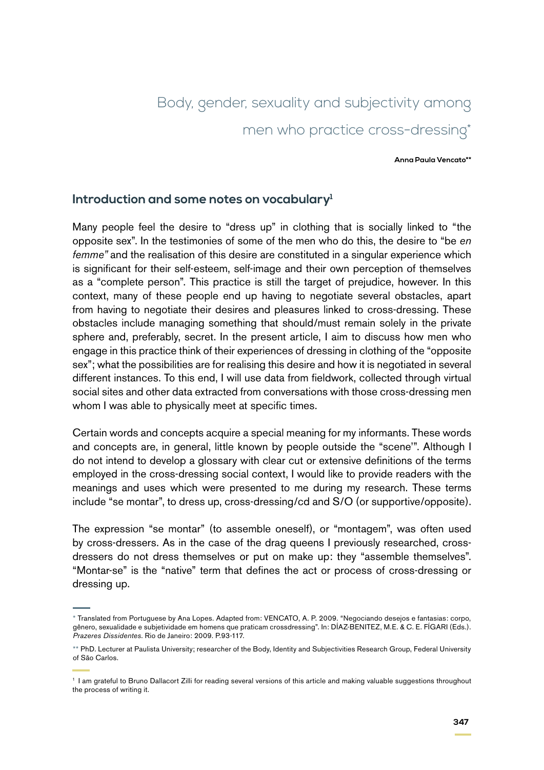# Body, gender, sexuality and subjectivity among men who practice cross-dressing*

**Anna Paula Vencato****

## Introduction and some notes on vocabulary[1]

Many people feel the desire to "dress up" in clothing that is socially linked to "the opposite sex". In the testimonies of some of the men who do this, the desire to "be *en femme*" and the realisation of this desire are constituted in a singular experience which is significant for their self-esteem, self-image and their own perception of themselves as a "complete person". This practice is still the target of prejudice, however. In this context, many of these people end up having to negotiate several obstacles, apart from having to negotiate their desires and pleasures linked to cross-dressing. These obstacles include managing something that should/must remain solely in the private sphere and, preferably, secret. In the present article, I aim to discuss how men who engage in this practice think of their experiences of dressing in clothing of the "opposite sex"; what the possibilities are for realising this desire and how it is negotiated in several different instances. To this end, I will use data from fieldwork, collected through virtual social sites and other data extracted from conversations with those cross-dressing men whom I was able to physically meet at specific times.

Certain words and concepts acquire a special meaning for my informants. These words and concepts are, in general, little known by people outside the "scene'". Although I do not intend to develop a glossary with clear cut or extensive definitions of the terms employed in the cross-dressing social context, I would like to provide readers with the meanings and uses which were presented to me during my research. These terms include "se montar", to dress up, cross-dressing/cd and S/O (or supportive/opposite).

The expression "se montar" (to assemble oneself), or "montagem", was often used by cross-dressers. As in the case of the drag queens I previously researched, cross-dressers do not dress themselves or put on make up: they "assemble themselves". "Montar-se" is the "native" term that defines the act or process of cross-dressing or dressing up.

---

\* Translated from Portuguese by Ana Lopes. Adapted from: VENCATO, A. P. 2009. "Negociando desejos e fantasias: corpo, gênero, sexualidade e subjetividade em homens que praticam crossdressing". In: DÍAZ-BENITEZ, M.E. & C. E. FÍGARI (Eds.). *Prazeres Dissidentes*. Rio de Janeiro: 2009. P.93-117.

\** PhD. Lecturer at Paulista University; researcher of the Body, Identity and Subjectivities Research Group, Federal University of São Carlos.

[1] I am grateful to Bruno Dallacort Zilli for reading several versions of this article and making valuable suggestions throughout the process of writing it.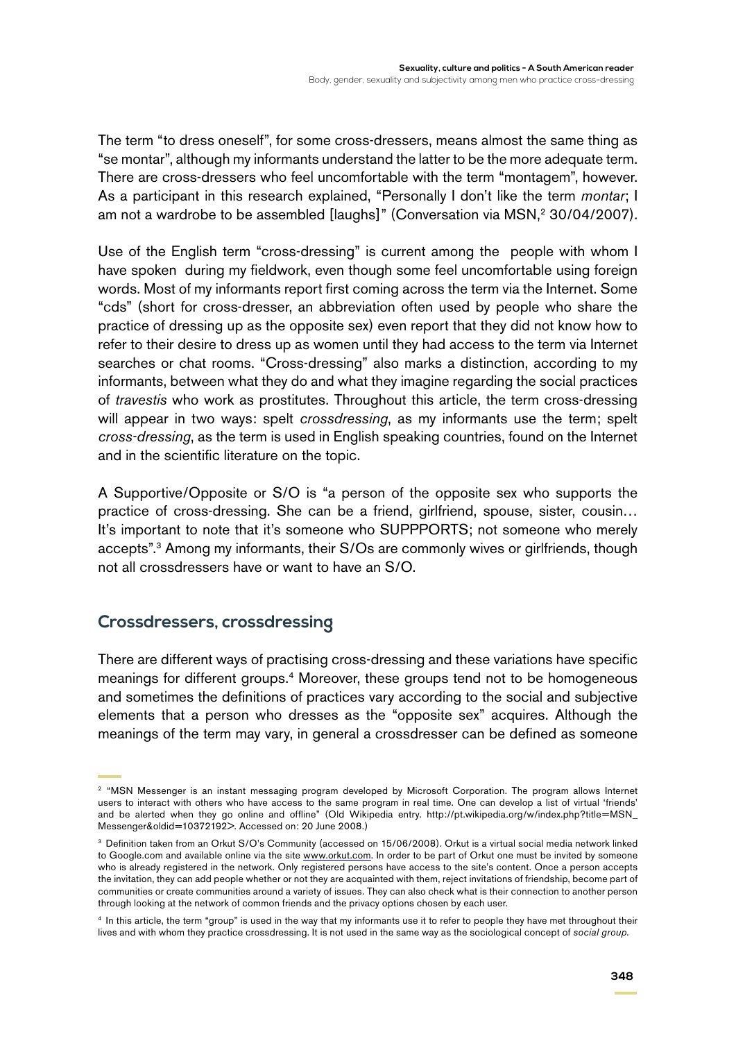The term "to dress oneself", for some cross-dressers, means almost the same thing as "se montar", although my informants understand the latter to be the more adequate term. There are cross-dressers who feel uncomfortable with the term "montagem", however. As a participant in this research explained, "Personally I don't like the term *montar*; I am not a wardrobe to be assembled [laughs]" (Conversation via MSN,[2] 30/04/2007).

Use of the English term "cross-dressing" is current among the people with whom I have spoken during my fieldwork, even though some feel uncomfortable using foreign words. Most of my informants report first coming across the term via the Internet. Some "cds" (short for cross-dresser, an abbreviation often used by people who share the practice of dressing up as the opposite sex) even report that they did not know how to refer to their desire to dress up as women until they had access to the term via Internet searches or chat rooms. "Cross-dressing" also marks a distinction, according to my informants, between what they do and what they imagine regarding the social practices of *travestis* who work as prostitutes. Throughout this article, the term cross-dressing will appear in two ways: spelt *crossdressing*, as my informants use the term; spelt *cross-dressing*, as the term is used in English speaking countries, found on the Internet and in the scientific literature on the topic.

A Supportive/Opposite or S/O is "a person of the opposite sex who supports the practice of cross-dressing. She can be a friend, girlfriend, spouse, sister, cousin… It's important to note that it's someone who SUPPPORTS; not someone who merely accepts".[3] Among my informants, their S/Os are commonly wives or girlfriends, though not all crossdressers have or want to have an S/O.

## Crossdressers, crossdressing

There are different ways of practising cross-dressing and these variations have specific meanings for different groups.[4] Moreover, these groups tend not to be homogeneous and sometimes the definitions of practices vary according to the social and subjective elements that a person who dresses as the "opposite sex" acquires. Although the meanings of the term may vary, in general a crossdresser can be defined as someone

---

[2] "MSN Messenger is an instant messaging program developed by Microsoft Corporation. The program allows Internet users to interact with others who have access to the same program in real time. One can develop a list of virtual 'friends' and be alerted when they go online and offline" (Old Wikipedia entry. http://pt.wikipedia.org/w/index.php?title=MSN_Messenger&oldid=10372192>. Accessed on: 20 June 2008.)

[3] Definition taken from an Orkut S/O's Community (accessed on 15/06/2008). Orkut is a virtual social media network linked to Google.com and available online via the site www.orkut.com. In order to be part of Orkut one must be invited by someone who is already registered in the network. Only registered persons have access to the site's content. Once a person accepts the invitation, they can add people whether or not they are acquainted with them, reject invitations of friendship, become part of communities or create communities around a variety of issues. They can also check what is their connection to another person through looking at the network of common friends and the privacy options chosen by each user.

[4] In this article, the term "group" is used in the way that my informants use it to refer to people they have met throughout their lives and with whom they practice crossdressing. It is not used in the same way as the sociological concept of *social group*.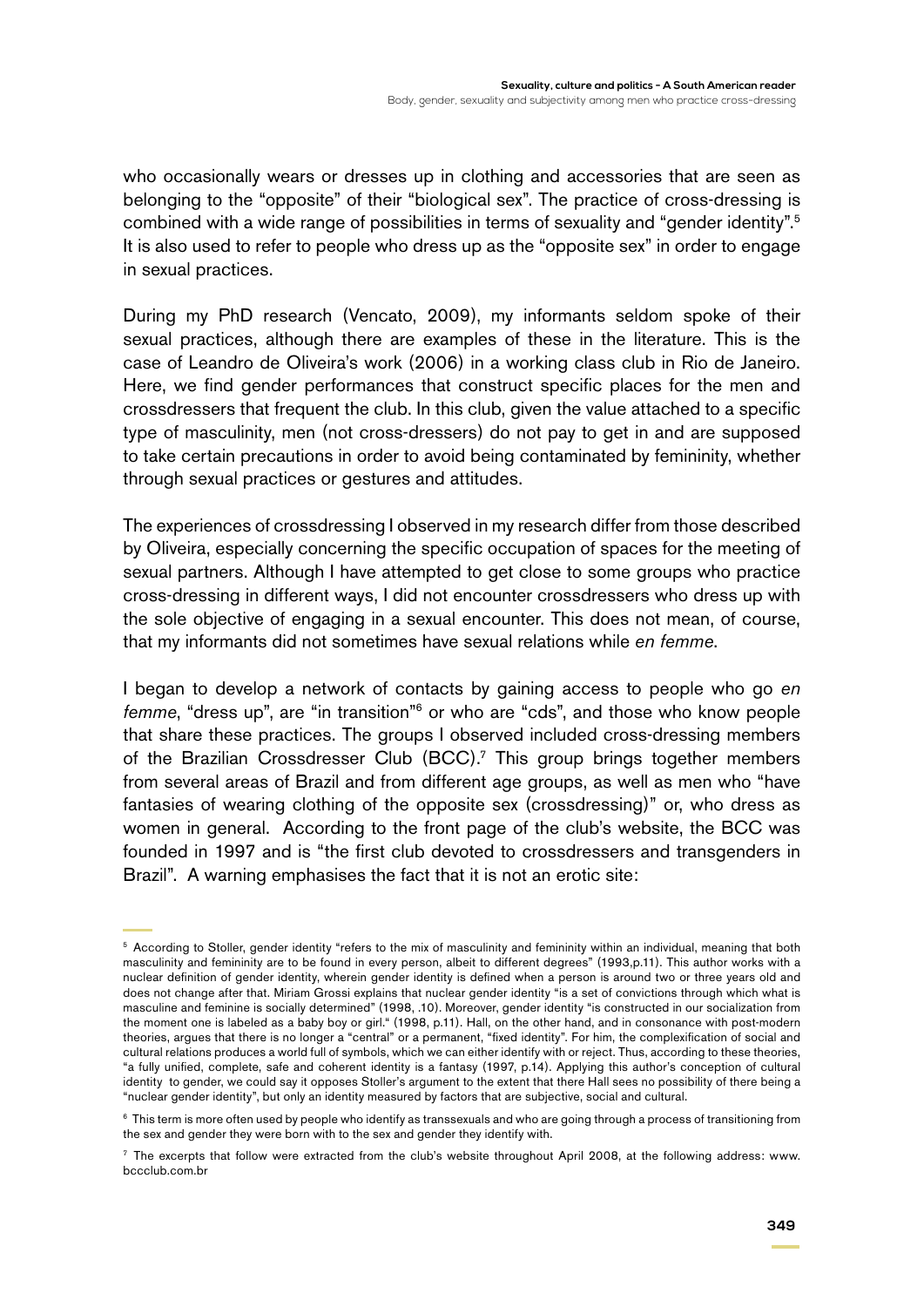who occasionally wears or dresses up in clothing and accessories that are seen as belonging to the "opposite" of their "biological sex". The practice of cross-dressing is combined with a wide range of possibilities in terms of sexuality and "gender identity".[5] It is also used to refer to people who dress up as the "opposite sex" in order to engage in sexual practices.

During my PhD research (Vencato, 2009), my informants seldom spoke of their sexual practices, although there are examples of these in the literature. This is the case of Leandro de Oliveira's work (2006) in a working class club in Rio de Janeiro. Here, we find gender performances that construct specific places for the men and crossdressers that frequent the club. In this club, given the value attached to a specific type of masculinity, men (not cross-dressers) do not pay to get in and are supposed to take certain precautions in order to avoid being contaminated by femininity, whether through sexual practices or gestures and attitudes.

The experiences of crossdressing I observed in my research differ from those described by Oliveira, especially concerning the specific occupation of spaces for the meeting of sexual partners. Although I have attempted to get close to some groups who practice cross-dressing in different ways, I did not encounter crossdressers who dress up with the sole objective of engaging in a sexual encounter. This does not mean, of course, that my informants did not sometimes have sexual relations while *en femme*.

I began to develop a network of contacts by gaining access to people who go *en femme*, "dress up", are "in transition"[6] or who are "cds", and those who know people that share these practices. The groups I observed included cross-dressing members of the Brazilian Crossdresser Club (BCC).[7] This group brings together members from several areas of Brazil and from different age groups, as well as men who "have fantasies of wearing clothing of the opposite sex (crossdressing)" or, who dress as women in general. According to the front page of the club's website, the BCC was founded in 1997 and is "the first club devoted to crossdressers and transgenders in Brazil". A warning emphasises the fact that it is not an erotic site:

---

[5] According to Stoller, gender identity "refers to the mix of masculinity and femininity within an individual, meaning that both masculinity and femininity are to be found in every person, albeit to different degrees" (1993,p.11). This author works with a nuclear definition of gender identity, wherein gender identity is defined when a person is around two or three years old and does not change after that. Miriam Grossi explains that nuclear gender identity "is a set of convictions through which what is masculine and feminine is socially determined" (1998, .10). Moreover, gender identity "is constructed in our socialization from the moment one is labeled as a baby boy or girl." (1998, p.11). Hall, on the other hand, and in consonance with post-modern theories, argues that there is no longer a "central" or a permanent, "fixed identity". For him, the complexification of social and cultural relations produces a world full of symbols, which we can either identify with or reject. Thus, according to these theories, "a fully unified, complete, safe and coherent identity is a fantasy (1997, p.14). Applying this author's conception of cultural identity to gender, we could say it opposes Stoller's argument to the extent that there Hall sees no possibility of there being a "nuclear gender identity", but only an identity measured by factors that are subjective, social and cultural.

[6] This term is more often used by people who identify as transsexuals and who are going through a process of transitioning from the sex and gender they were born with to the sex and gender they identify with.

[7] The excerpts that follow were extracted from the club's website throughout April 2008, at the following address: www.bccclub.com.br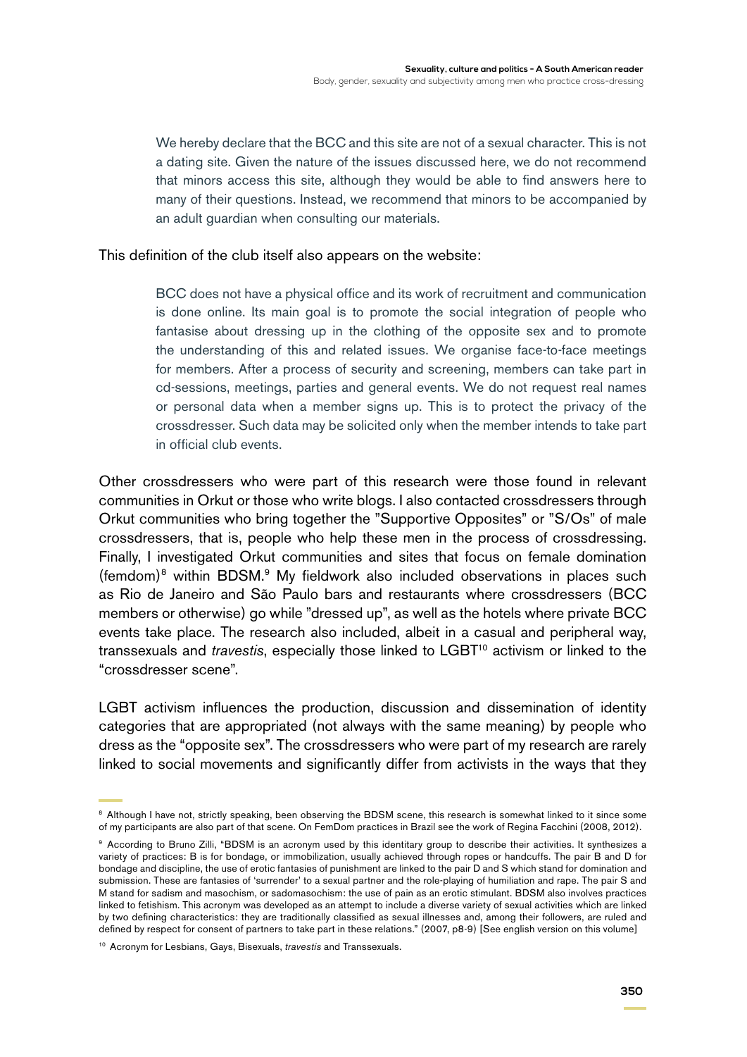> We hereby declare that the BCC and this site are not of a sexual character. This is not a dating site. Given the nature of the issues discussed here, we do not recommend that minors access this site, although they would be able to find answers here to many of their questions. Instead, we recommend that minors to be accompanied by an adult guardian when consulting our materials.

This definition of the club itself also appears on the website:

> BCC does not have a physical office and its work of recruitment and communication is done online. Its main goal is to promote the social integration of people who fantasise about dressing up in the clothing of the opposite sex and to promote the understanding of this and related issues. We organise face-to-face meetings for members. After a process of security and screening, members can take part in cd-sessions, meetings, parties and general events. We do not request real names or personal data when a member signs up. This is to protect the privacy of the crossdresser. Such data may be solicited only when the member intends to take part in official club events.

Other crossdressers who were part of this research were those found in relevant communities in Orkut or those who write blogs. I also contacted crossdressers through Orkut communities who bring together the "Supportive Opposites" or "S/Os" of male crossdressers, that is, people who help these men in the process of crossdressing. Finally, I investigated Orkut communities and sites that focus on female domination (femdom)[8] within BDSM.[9] My fieldwork also included observations in places such as Rio de Janeiro and São Paulo bars and restaurants where crossdressers (BCC members or otherwise) go while "dressed up", as well as the hotels where private BCC events take place. The research also included, albeit in a casual and peripheral way, transsexuals and *travestis*, especially those linked to LGBT[10] activism or linked to the "crossdresser scene".

LGBT activism influences the production, discussion and dissemination of identity categories that are appropriated (not always with the same meaning) by people who dress as the "opposite sex". The crossdressers who were part of my research are rarely linked to social movements and significantly differ from activists in the ways that they

---

[8] Although I have not, strictly speaking, been observing the BDSM scene, this research is somewhat linked to it since some of my participants are also part of that scene. On FemDom practices in Brazil see the work of Regina Facchini (2008, 2012).

[9] According to Bruno Zilli, "BDSM is an acronym used by this identitary group to describe their activities. It synthesizes a variety of practices: B is for bondage, or immobilization, usually achieved through ropes or handcuffs. The pair B and D for bondage and discipline, the use of erotic fantasies of punishment are linked to the pair D and S which stand for domination and submission. These are fantasies of 'surrender' to a sexual partner and the role-playing of humiliation and rape. The pair S and M stand for sadism and masochism, or sadomasochism: the use of pain as an erotic stimulant. BDSM also involves practices linked to fetishism. This acronym was developed as an attempt to include a diverse variety of sexual activities which are linked by two defining characteristics: they are traditionally classified as sexual illnesses and, among their followers, are ruled and defined by respect for consent of partners to take part in these relations." (2007, p8-9) [See english version on this volume]

[10] Acronym for Lesbians, Gays, Bisexuals, *travestis* and Transsexuals.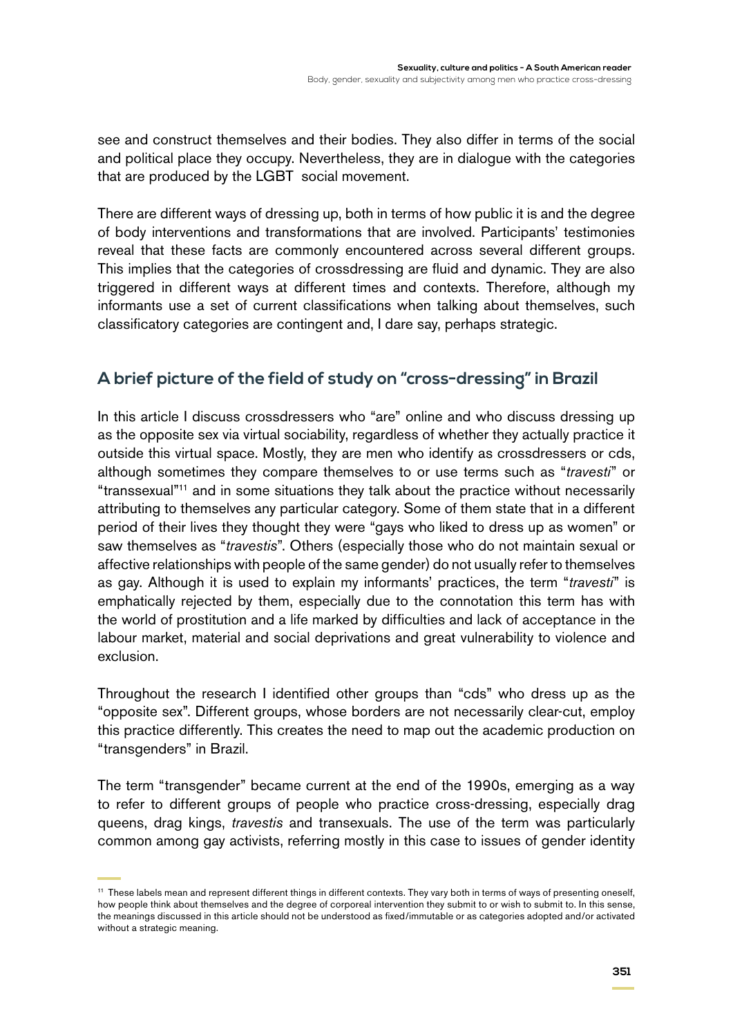see and construct themselves and their bodies. They also differ in terms of the social and political place they occupy. Nevertheless, they are in dialogue with the categories that are produced by the LGBT social movement.

There are different ways of dressing up, both in terms of how public it is and the degree of body interventions and transformations that are involved. Participants' testimonies reveal that these facts are commonly encountered across several different groups. This implies that the categories of crossdressing are fluid and dynamic. They are also triggered in different ways at different times and contexts. Therefore, although my informants use a set of current classifications when talking about themselves, such classificatory categories are contingent and, I dare say, perhaps strategic.

## A brief picture of the field of study on "cross-dressing" in Brazil

In this article I discuss crossdressers who "are" online and who discuss dressing up as the opposite sex via virtual sociability, regardless of whether they actually practice it outside this virtual space. Mostly, they are men who identify as crossdressers or cds, although sometimes they compare themselves to or use terms such as "*travesti*" or "transsexual"[11] and in some situations they talk about the practice without necessarily attributing to themselves any particular category. Some of them state that in a different period of their lives they thought they were "gays who liked to dress up as women" or saw themselves as "*travestis*". Others (especially those who do not maintain sexual or affective relationships with people of the same gender) do not usually refer to themselves as gay. Although it is used to explain my informants' practices, the term "*travesti*" is emphatically rejected by them, especially due to the connotation this term has with the world of prostitution and a life marked by difficulties and lack of acceptance in the labour market, material and social deprivations and great vulnerability to violence and exclusion.

Throughout the research I identified other groups than "cds" who dress up as the "opposite sex". Different groups, whose borders are not necessarily clear-cut, employ this practice differently. This creates the need to map out the academic production on "transgenders" in Brazil.

The term "transgender" became current at the end of the 1990s, emerging as a way to refer to different groups of people who practice cross-dressing, especially drag queens, drag kings, *travestis* and transexuals. The use of the term was particularly common among gay activists, referring mostly in this case to issues of gender identity

[11] These labels mean and represent different things in different contexts. They vary both in terms of ways of presenting oneself, how people think about themselves and the degree of corporeal intervention they submit to or wish to submit to. In this sense, the meanings discussed in this article should not be understood as fixed/immutable or as categories adopted and/or activated without a strategic meaning.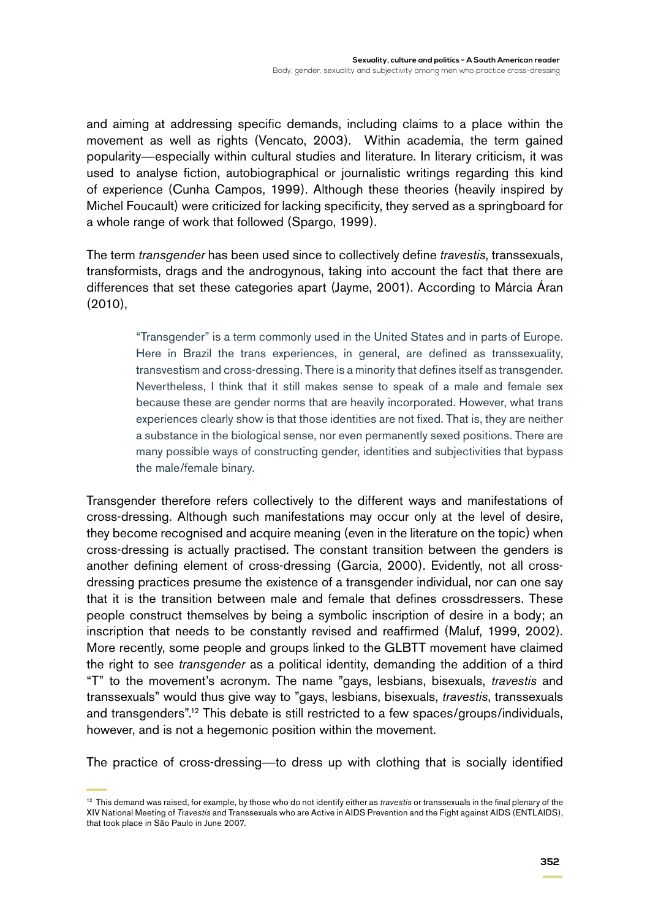and aiming at addressing specific demands, including claims to a place within the movement as well as rights (Vencato, 2003). Within academia, the term gained popularity—especially within cultural studies and literature. In literary criticism, it was used to analyse fiction, autobiographical or journalistic writings regarding this kind of experience (Cunha Campos, 1999). Although these theories (heavily inspired by Michel Foucault) were criticized for lacking specificity, they served as a springboard for a whole range of work that followed (Spargo, 1999).

The term *transgender* has been used since to collectively define *travestis*, transsexuals, transformists, drags and the androgynous, taking into account the fact that there are differences that set these categories apart (Jayme, 2001). According to Márcia Áran (2010),

> "Transgender" is a term commonly used in the United States and in parts of Europe. Here in Brazil the trans experiences, in general, are defined as transsexuality, transvestism and cross-dressing. There is a minority that defines itself as transgender. Nevertheless, I think that it still makes sense to speak of a male and female sex because these are gender norms that are heavily incorporated. However, what trans experiences clearly show is that those identities are not fixed. That is, they are neither a substance in the biological sense, nor even permanently sexed positions. There are many possible ways of constructing gender, identities and subjectivities that bypass the male/female binary.

Transgender therefore refers collectively to the different ways and manifestations of cross-dressing. Although such manifestations may occur only at the level of desire, they become recognised and acquire meaning (even in the literature on the topic) when cross-dressing is actually practised. The constant transition between the genders is another defining element of cross-dressing (Garcia, 2000). Evidently, not all cross-dressing practices presume the existence of a transgender individual, nor can one say that it is the transition between male and female that defines crossdressers. These people construct themselves by being a symbolic inscription of desire in a body; an inscription that needs to be constantly revised and reaffirmed (Maluf, 1999, 2002). More recently, some people and groups linked to the GLBTT movement have claimed the right to see *transgender* as a political identity, demanding the addition of a third "T" to the movement's acronym. The name "gays, lesbians, bisexuals, *travestis* and transsexuals" would thus give way to "gays, lesbians, bisexuals, *travestis*, transsexuals and transgenders".[12] This debate is still restricted to a few spaces/groups/individuals, however, and is not a hegemonic position within the movement.

The practice of cross-dressing—to dress up with clothing that is socially identified

[12] This demand was raised, for example, by those who do not identify either as *travestis* or transsexuals in the final plenary of the XIV National Meeting of *Travestis* and Transsexuals who are Active in AIDS Prevention and the Fight against AIDS (ENTLAIDS), that took place in São Paulo in June 2007.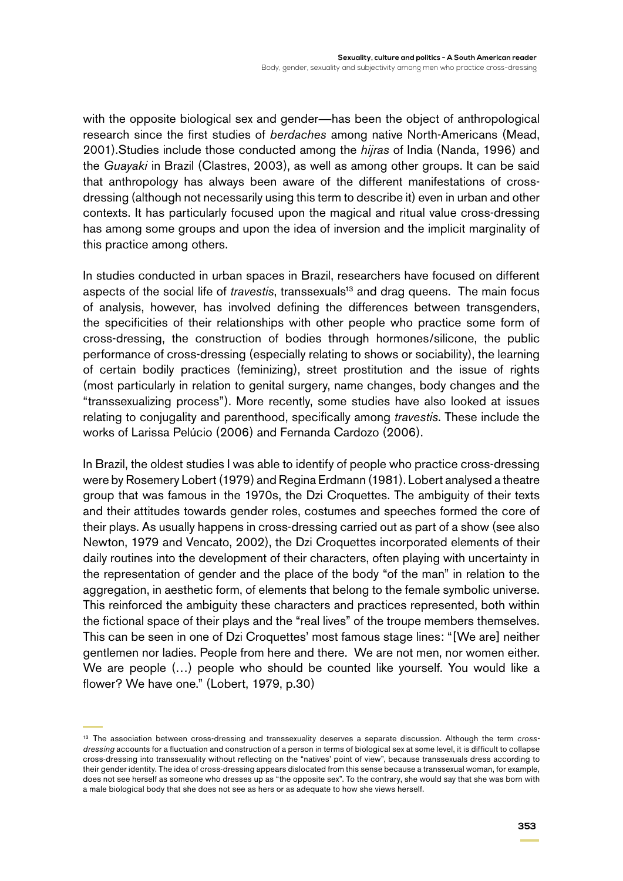with the opposite biological sex and gender—has been the object of anthropological research since the first studies of *berdaches* among native North-Americans (Mead, 2001).Studies include those conducted among the *hijras* of India (Nanda, 1996) and the *Guayaki* in Brazil (Clastres, 2003), as well as among other groups. It can be said that anthropology has always been aware of the different manifestations of cross-dressing (although not necessarily using this term to describe it) even in urban and other contexts. It has particularly focused upon the magical and ritual value cross-dressing has among some groups and upon the idea of inversion and the implicit marginality of this practice among others.

In studies conducted in urban spaces in Brazil, researchers have focused on different aspects of the social life of *travestis*, transsexuals[13] and drag queens. The main focus of analysis, however, has involved defining the differences between transgenders, the specificities of their relationships with other people who practice some form of cross-dressing, the construction of bodies through hormones/silicone, the public performance of cross-dressing (especially relating to shows or sociability), the learning of certain bodily practices (feminizing), street prostitution and the issue of rights (most particularly in relation to genital surgery, name changes, body changes and the "transsexualizing process"). More recently, some studies have also looked at issues relating to conjugality and parenthood, specifically among *travestis*. These include the works of Larissa Pelúcio (2006) and Fernanda Cardozo (2006).

In Brazil, the oldest studies I was able to identify of people who practice cross-dressing were by Rosemery Lobert (1979) and Regina Erdmann (1981). Lobert analysed a theatre group that was famous in the 1970s, the Dzi Croquettes. The ambiguity of their texts and their attitudes towards gender roles, costumes and speeches formed the core of their plays. As usually happens in cross-dressing carried out as part of a show (see also Newton, 1979 and Vencato, 2002), the Dzi Croquettes incorporated elements of their daily routines into the development of their characters, often playing with uncertainty in the representation of gender and the place of the body "of the man" in relation to the aggregation, in aesthetic form, of elements that belong to the female symbolic universe. This reinforced the ambiguity these characters and practices represented, both within the fictional space of their plays and the "real lives" of the troupe members themselves. This can be seen in one of Dzi Croquettes' most famous stage lines: "[We are] neither gentlemen nor ladies. People from here and there. We are not men, nor women either. We are people (…) people who should be counted like yourself. You would like a flower? We have one." (Lobert, 1979, p.30)

[13] The association between cross-dressing and transsexuality deserves a separate discussion. Although the term *cross-dressing* accounts for a fluctuation and construction of a person in terms of biological sex at some level, it is difficult to collapse cross-dressing into transsexuality without reflecting on the "natives' point of view", because transsexuals dress according to their gender identity. The idea of cross-dressing appears dislocated from this sense because a transsexual woman, for example, does not see herself as someone who dresses up as "the opposite sex". To the contrary, she would say that she was born with a male biological body that she does not see as hers or as adequate to how she views herself.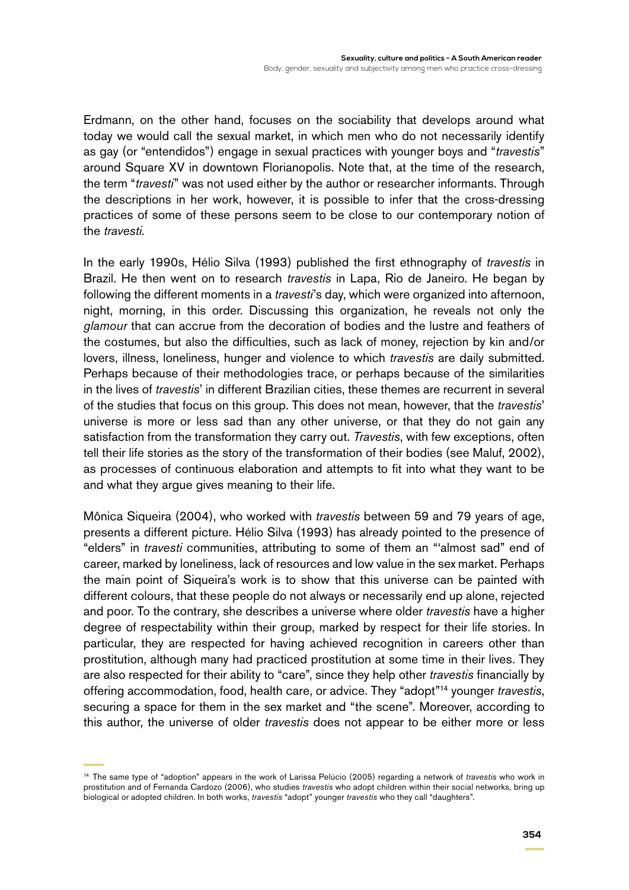Erdmann, on the other hand, focuses on the sociability that develops around what today we would call the sexual market, in which men who do not necessarily identify as gay (or "entendidos") engage in sexual practices with younger boys and "*travestis*" around Square XV in downtown Florianopolis. Note that, at the time of the research, the term "*travesti*" was not used either by the author or researcher informants. Through the descriptions in her work, however, it is possible to infer that the cross-dressing practices of some of these persons seem to be close to our contemporary notion of the *travesti*.

In the early 1990s, Hélio Silva (1993) published the first ethnography of *travestis* in Brazil. He then went on to research *travestis* in Lapa, Rio de Janeiro. He began by following the different moments in a *travesti*'s day, which were organized into afternoon, night, morning, in this order. Discussing this organization, he reveals not only the *glamour* that can accrue from the decoration of bodies and the lustre and feathers of the costumes, but also the difficulties, such as lack of money, rejection by kin and/or lovers, illness, loneliness, hunger and violence to which *travestis* are daily submitted. Perhaps because of their methodologies trace, or perhaps because of the similarities in the lives of *travestis*' in different Brazilian cities, these themes are recurrent in several of the studies that focus on this group. This does not mean, however, that the *travestis*' universe is more or less sad than any other universe, or that they do not gain any satisfaction from the transformation they carry out. *Travestis*, with few exceptions, often tell their life stories as the story of the transformation of their bodies (see Maluf, 2002), as processes of continuous elaboration and attempts to fit into what they want to be and what they argue gives meaning to their life.

Mônica Siqueira (2004), who worked with *travestis* between 59 and 79 years of age, presents a different picture. Hélio Silva (1993) has already pointed to the presence of "elders" in *travesti* communities, attributing to some of them an "'almost sad" end of career, marked by loneliness, lack of resources and low value in the sex market. Perhaps the main point of Siqueira's work is to show that this universe can be painted with different colours, that these people do not always or necessarily end up alone, rejected and poor. To the contrary, she describes a universe where older *travestis* have a higher degree of respectability within their group, marked by respect for their life stories. In particular, they are respected for having achieved recognition in careers other than prostitution, although many had practiced prostitution at some time in their lives. They are also respected for their ability to "care", since they help other *travestis* financially by offering accommodation, food, health care, or advice. They "adopt"[14] younger *travestis*, securing a space for them in the sex market and "the scene". Moreover, according to this author, the universe of older *travestis* does not appear to be either more or less

[14] The same type of "adoption" appears in the work of Larissa Pelúcio (2005) regarding a network of *travestis* who work in prostitution and of Fernanda Cardozo (2006), who studies *travestis* who adopt children within their social networks, bring up biological or adopted children. In both works, *travestis* "adopt" younger *travestis* who they call "daughters".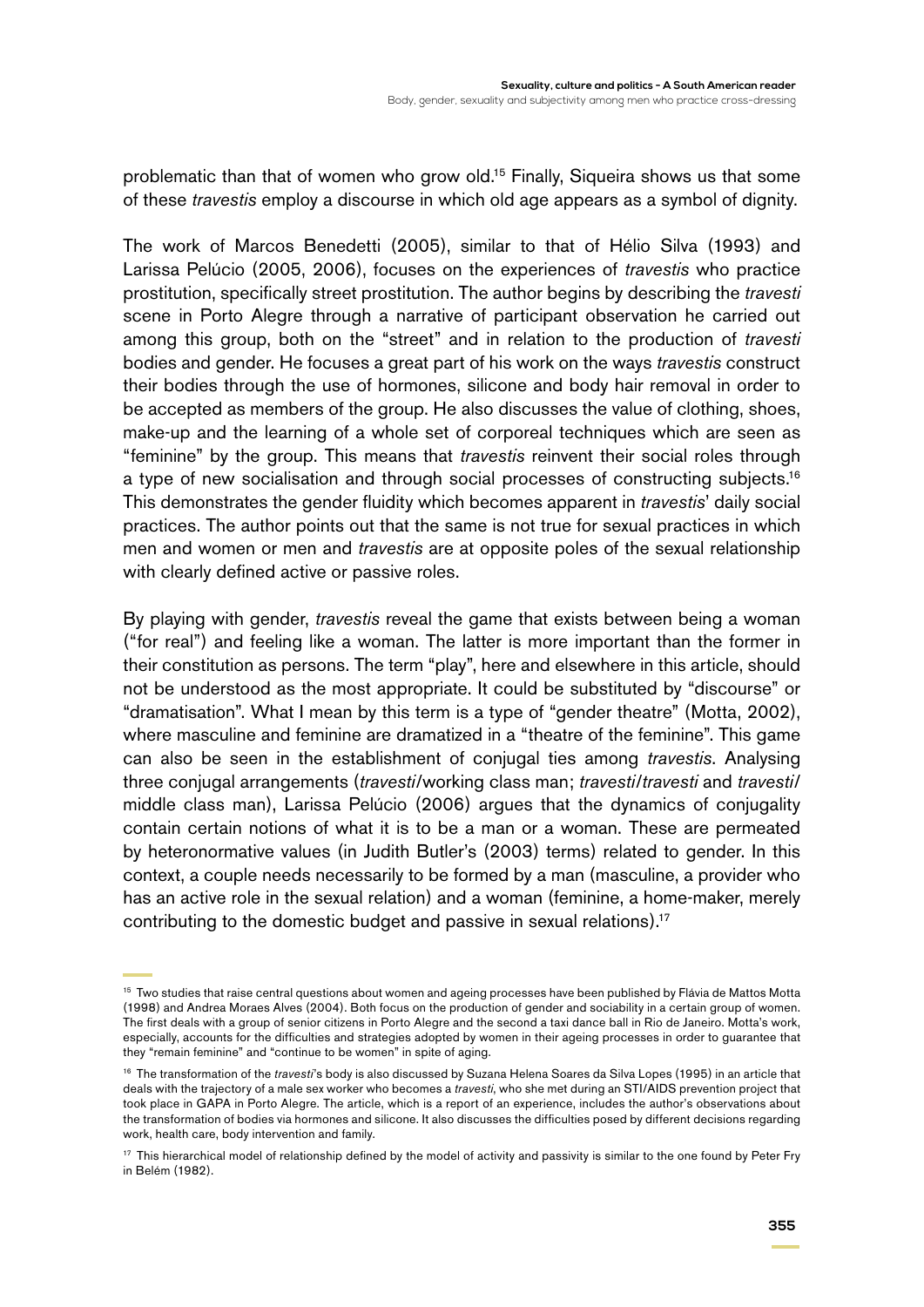problematic than that of women who grow old.[15] Finally, Siqueira shows us that some of these *travestis* employ a discourse in which old age appears as a symbol of dignity.

The work of Marcos Benedetti (2005), similar to that of Hélio Silva (1993) and Larissa Pelúcio (2005, 2006), focuses on the experiences of *travestis* who practice prostitution, specifically street prostitution. The author begins by describing the *travesti* scene in Porto Alegre through a narrative of participant observation he carried out among this group, both on the "street" and in relation to the production of *travesti* bodies and gender. He focuses a great part of his work on the ways *travestis* construct their bodies through the use of hormones, silicone and body hair removal in order to be accepted as members of the group. He also discusses the value of clothing, shoes, make-up and the learning of a whole set of corporeal techniques which are seen as "feminine" by the group. This means that *travestis* reinvent their social roles through a type of new socialisation and through social processes of constructing subjects.[16] This demonstrates the gender fluidity which becomes apparent in *travestis*' daily social practices. The author points out that the same is not true for sexual practices in which men and women or men and *travestis* are at opposite poles of the sexual relationship with clearly defined active or passive roles.

By playing with gender, *travestis* reveal the game that exists between being a woman ("for real") and feeling like a woman. The latter is more important than the former in their constitution as persons. The term "play", here and elsewhere in this article, should not be understood as the most appropriate. It could be substituted by "discourse" or "dramatisation". What I mean by this term is a type of "gender theatre" (Motta, 2002), where masculine and feminine are dramatized in a "theatre of the feminine". This game can also be seen in the establishment of conjugal ties among *travestis*. Analysing three conjugal arrangements (*travesti*/working class man; *travesti*/*travesti* and *travesti*/middle class man), Larissa Pelúcio (2006) argues that the dynamics of conjugality contain certain notions of what it is to be a man or a woman. These are permeated by heteronormative values (in Judith Butler's (2003) terms) related to gender. In this context, a couple needs necessarily to be formed by a man (masculine, a provider who has an active role in the sexual relation) and a woman (feminine, a home-maker, merely contributing to the domestic budget and passive in sexual relations).[17]

---

[15] Two studies that raise central questions about women and ageing processes have been published by Flávia de Mattos Motta (1998) and Andrea Moraes Alves (2004). Both focus on the production of gender and sociability in a certain group of women. The first deals with a group of senior citizens in Porto Alegre and the second a taxi dance ball in Rio de Janeiro. Motta's work, especially, accounts for the difficulties and strategies adopted by women in their ageing processes in order to guarantee that they "remain feminine" and "continue to be women" in spite of aging.

[16] The transformation of the *travesti*'s body is also discussed by Suzana Helena Soares da Silva Lopes (1995) in an article that deals with the trajectory of a male sex worker who becomes a *travesti*, who she met during an STI/AIDS prevention project that took place in GAPA in Porto Alegre. The article, which is a report of an experience, includes the author's observations about the transformation of bodies via hormones and silicone. It also discusses the difficulties posed by different decisions regarding work, health care, body intervention and family.

[17] This hierarchical model of relationship defined by the model of activity and passivity is similar to the one found by Peter Fry in Belém (1982).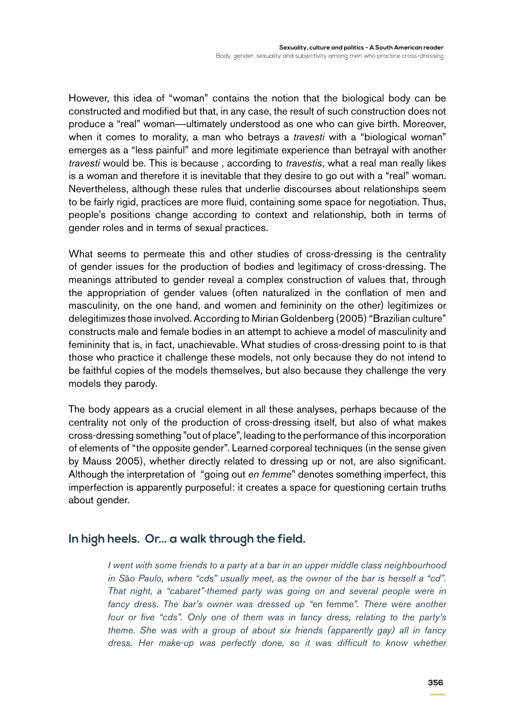However, this idea of "woman" contains the notion that the biological body can be constructed and modified but that, in any case, the result of such construction does not produce a "real" woman—ultimately understood as one who can give birth. Moreover, when it comes to morality, a man who betrays a *travesti* with a "biological woman" emerges as a "less painful" and more legitimate experience than betrayal with another *travesti* would be. This is because , according to *travestis*, what a real man really likes is a woman and therefore it is inevitable that they desire to go out with a "real" woman. Nevertheless, although these rules that underlie discourses about relationships seem to be fairly rigid, practices are more fluid, containing some space for negotiation. Thus, people's positions change according to context and relationship, both in terms of gender roles and in terms of sexual practices.

What seems to permeate this and other studies of cross-dressing is the centrality of gender issues for the production of bodies and legitimacy of cross-dressing. The meanings attributed to gender reveal a complex construction of values that, through the appropriation of gender values (often naturalized in the conflation of men and masculinity, on the one hand, and women and femininity on the other) legitimizes or delegitimizes those involved. According to Mirian Goldenberg (2005) "Brazilian culture" constructs male and female bodies in an attempt to achieve a model of masculinity and femininity that is, in fact, unachievable. What studies of cross-dressing point to is that those who practice it challenge these models, not only because they do not intend to be faithful copies of the models themselves, but also because they challenge the very models they parody.

The body appears as a crucial element in all these analyses, perhaps because of the centrality not only of the production of cross-dressing itself, but also of what makes cross-dressing something "out of place", leading to the performance of this incorporation of elements of "the opposite gender". Learned corporeal techniques (in the sense given by Mauss 2005), whether directly related to dressing up or not, are also significant. Although the interpretation of "going out *en femme*" denotes something imperfect, this imperfection is apparently purposeful: it creates a space for questioning certain truths about gender.

## In high heels. Or... a walk through the field.

> *I went with some friends to a party at a bar in an upper middle class neighbourhood in São Paulo, where "cds" usually meet, as the owner of the bar is herself a "cd". That night, a "cabaret"-themed party was going on and several people were in fancy dress. The bar's owner was dressed up "*en femme*". There were another four or five "cds". Only one of them was in fancy dress, relating to the party's theme. She was with a group of about six friends (apparently gay) all in fancy dress. Her make-up was perfectly done, so it was difficult to know whether*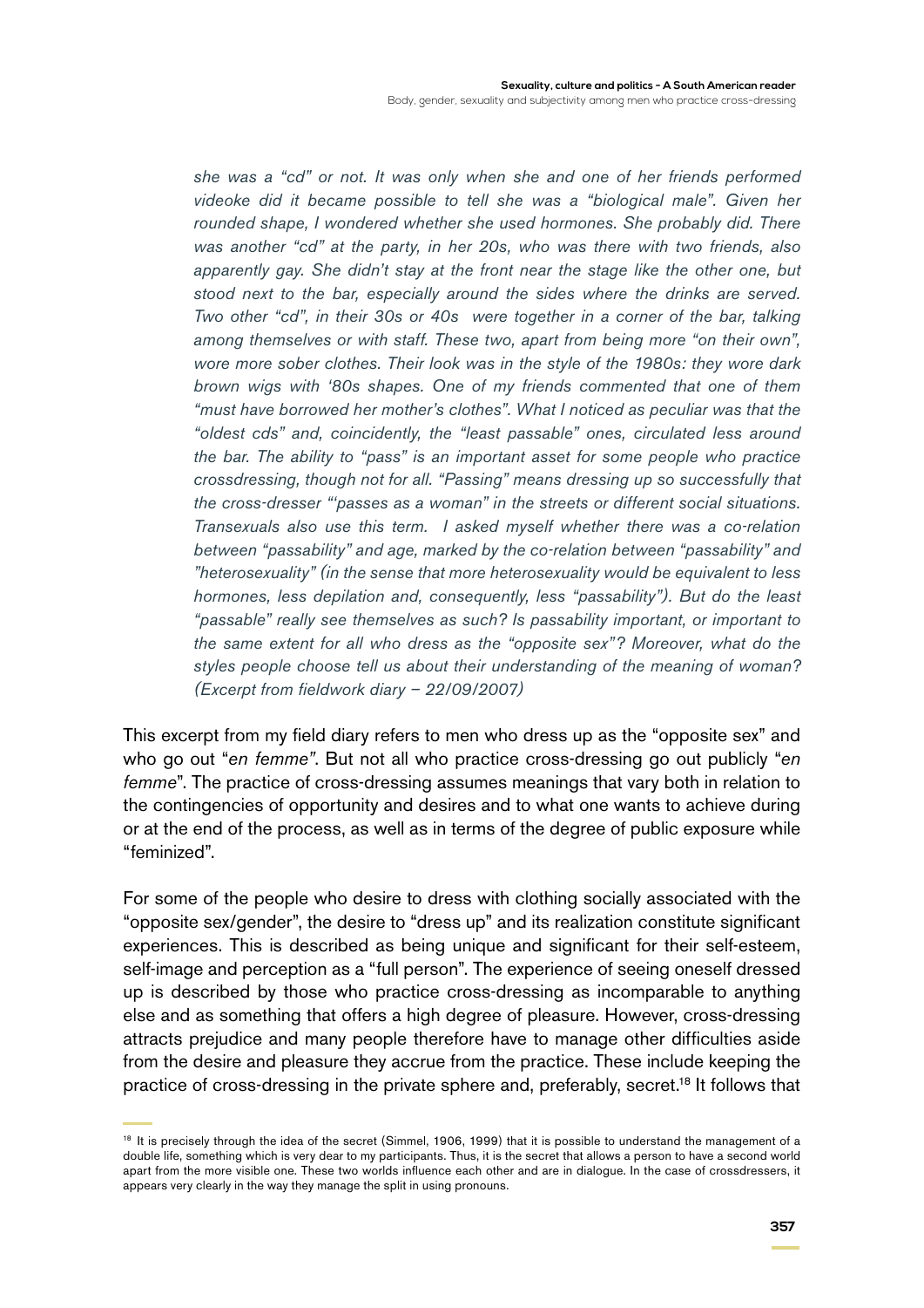*she was a "cd" or not. It was only when she and one of her friends performed videoke did it became possible to tell she was a "biological male". Given her rounded shape, I wondered whether she used hormones. She probably did. There was another "cd" at the party, in her 20s, who was there with two friends, also apparently gay. She didn't stay at the front near the stage like the other one, but stood next to the bar, especially around the sides where the drinks are served. Two other "cd", in their 30s or 40s were together in a corner of the bar, talking among themselves or with staff. These two, apart from being more "on their own", wore more sober clothes. Their look was in the style of the 1980s: they wore dark brown wigs with '80s shapes. One of my friends commented that one of them "must have borrowed her mother's clothes". What I noticed as peculiar was that the "oldest cds" and, coincidentally, the "least passable" ones, circulated less around the bar. The ability to "pass" is an important asset for some people who practice crossdressing, though not for all. "Passing" means dressing up so successfully that the cross-dresser "'passes as a woman" in the streets or different social situations. Transexuals also use this term. I asked myself whether there was a co-relation between "passability" and age, marked by the co-relation between "passability" and "heterosexuality" (in the sense that more heterosexuality would be equivalent to less hormones, less depilation and, consequently, less "passability"). But do the least "passable" really see themselves as such? Is passability important, or important to the same extent for all who dress as the "opposite sex"? Moreover, what do the styles people choose tell us about their understanding of the meaning of woman? (Excerpt from fieldwork diary – 22/09/2007)*

This excerpt from my field diary refers to men who dress up as the "opposite sex" and who go out "*en femme*". But not all who practice cross-dressing go out publicly "*en femme*". The practice of cross-dressing assumes meanings that vary both in relation to the contingencies of opportunity and desires and to what one wants to achieve during or at the end of the process, as well as in terms of the degree of public exposure while "feminized".

For some of the people who desire to dress with clothing socially associated with the "opposite sex/gender", the desire to "dress up" and its realization constitute significant experiences. This is described as being unique and significant for their self-esteem, self-image and perception as a "full person". The experience of seeing oneself dressed up is described by those who practice cross-dressing as incomparable to anything else and as something that offers a high degree of pleasure. However, cross-dressing attracts prejudice and many people therefore have to manage other difficulties aside from the desire and pleasure they accrue from the practice. These include keeping the practice of cross-dressing in the private sphere and, preferably, secret.[18] It follows that

[18] It is precisely through the idea of the secret (Simmel, 1906, 1999) that it is possible to understand the management of a double life, something which is very dear to my participants. Thus, it is the secret that allows a person to have a second world apart from the more visible one. These two worlds influence each other and are in dialogue. In the case of crossdressers, it appears very clearly in the way they manage the split in using pronouns.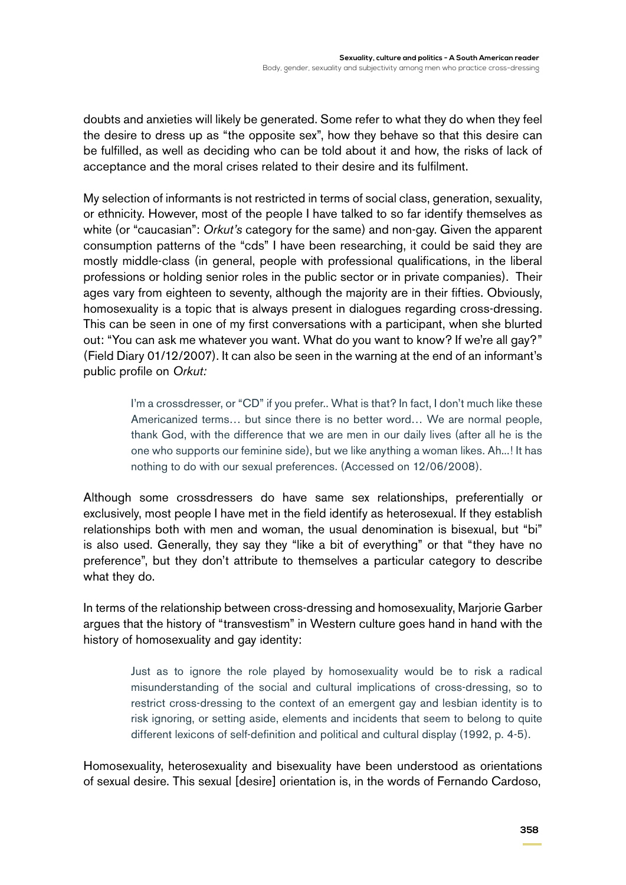doubts and anxieties will likely be generated. Some refer to what they do when they feel the desire to dress up as "the opposite sex", how they behave so that this desire can be fulfilled, as well as deciding who can be told about it and how, the risks of lack of acceptance and the moral crises related to their desire and its fulfilment.

My selection of informants is not restricted in terms of social class, generation, sexuality, or ethnicity. However, most of the people I have talked to so far identify themselves as white (or "caucasian": *Orkut's* category for the same) and non-gay. Given the apparent consumption patterns of the "cds" I have been researching, it could be said they are mostly middle-class (in general, people with professional qualifications, in the liberal professions or holding senior roles in the public sector or in private companies). Their ages vary from eighteen to seventy, although the majority are in their fifties. Obviously, homosexuality is a topic that is always present in dialogues regarding cross-dressing. This can be seen in one of my first conversations with a participant, when she blurted out: "You can ask me whatever you want. What do you want to know? If we're all gay?" (Field Diary 01/12/2007). It can also be seen in the warning at the end of an informant's public profile on *Orkut:*

> I'm a crossdresser, or "CD" if you prefer.. What is that? In fact, I don't much like these Americanized terms… but since there is no better word… We are normal people, thank God, with the difference that we are men in our daily lives (after all he is the one who supports our feminine side), but we like anything a woman likes. Ah...! It has nothing to do with our sexual preferences. (Accessed on 12/06/2008).

Although some crossdressers do have same sex relationships, preferentially or exclusively, most people I have met in the field identify as heterosexual. If they establish relationships both with men and woman, the usual denomination is bisexual, but "bi" is also used. Generally, they say they "like a bit of everything" or that "they have no preference", but they don't attribute to themselves a particular category to describe what they do.

In terms of the relationship between cross-dressing and homosexuality, Marjorie Garber argues that the history of "transvestism" in Western culture goes hand in hand with the history of homosexuality and gay identity:

> Just as to ignore the role played by homosexuality would be to risk a radical misunderstanding of the social and cultural implications of cross-dressing, so to restrict cross-dressing to the context of an emergent gay and lesbian identity is to risk ignoring, or setting aside, elements and incidents that seem to belong to quite different lexicons of self-definition and political and cultural display (1992, p. 4-5).

Homosexuality, heterosexuality and bisexuality have been understood as orientations of sexual desire. This sexual [desire] orientation is, in the words of Fernando Cardoso,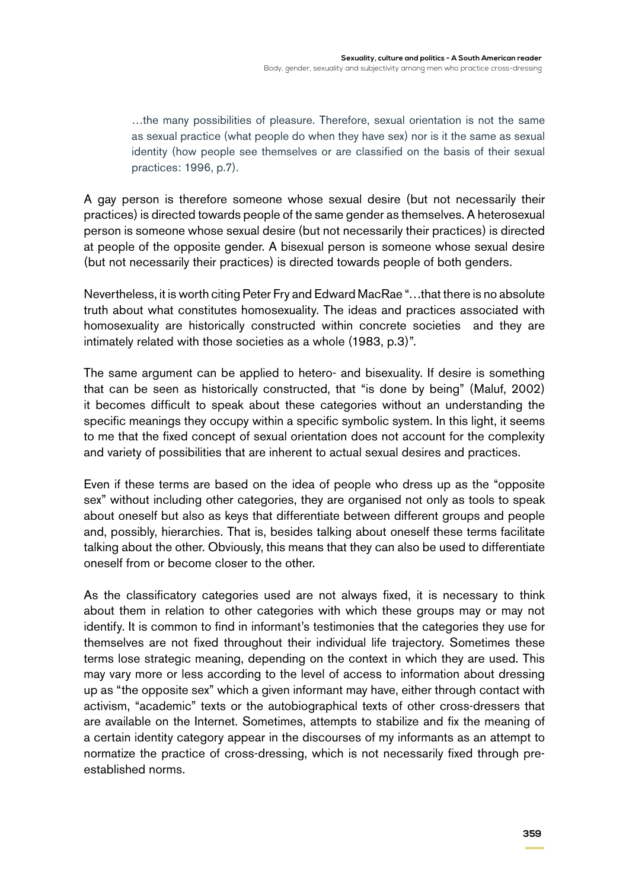> …the many possibilities of pleasure. Therefore, sexual orientation is not the same as sexual practice (what people do when they have sex) nor is it the same as sexual identity (how people see themselves or are classified on the basis of their sexual practices: 1996, p.7).

A gay person is therefore someone whose sexual desire (but not necessarily their practices) is directed towards people of the same gender as themselves. A heterosexual person is someone whose sexual desire (but not necessarily their practices) is directed at people of the opposite gender. A bisexual person is someone whose sexual desire (but not necessarily their practices) is directed towards people of both genders.

Nevertheless, it is worth citing Peter Fry and Edward MacRae "…that there is no absolute truth about what constitutes homosexuality. The ideas and practices associated with homosexuality are historically constructed within concrete societies and they are intimately related with those societies as a whole (1983, p.3)".

The same argument can be applied to hetero- and bisexuality. If desire is something that can be seen as historically constructed, that "is done by being" (Maluf, 2002) it becomes difficult to speak about these categories without an understanding the specific meanings they occupy within a specific symbolic system. In this light, it seems to me that the fixed concept of sexual orientation does not account for the complexity and variety of possibilities that are inherent to actual sexual desires and practices.

Even if these terms are based on the idea of people who dress up as the "opposite sex" without including other categories, they are organised not only as tools to speak about oneself but also as keys that differentiate between different groups and people and, possibly, hierarchies. That is, besides talking about oneself these terms facilitate talking about the other. Obviously, this means that they can also be used to differentiate oneself from or become closer to the other.

As the classificatory categories used are not always fixed, it is necessary to think about them in relation to other categories with which these groups may or may not identify. It is common to find in informant's testimonies that the categories they use for themselves are not fixed throughout their individual life trajectory. Sometimes these terms lose strategic meaning, depending on the context in which they are used. This may vary more or less according to the level of access to information about dressing up as "the opposite sex" which a given informant may have, either through contact with activism, "academic" texts or the autobiographical texts of other cross-dressers that are available on the Internet. Sometimes, attempts to stabilize and fix the meaning of a certain identity category appear in the discourses of my informants as an attempt to normatize the practice of cross-dressing, which is not necessarily fixed through pre-established norms.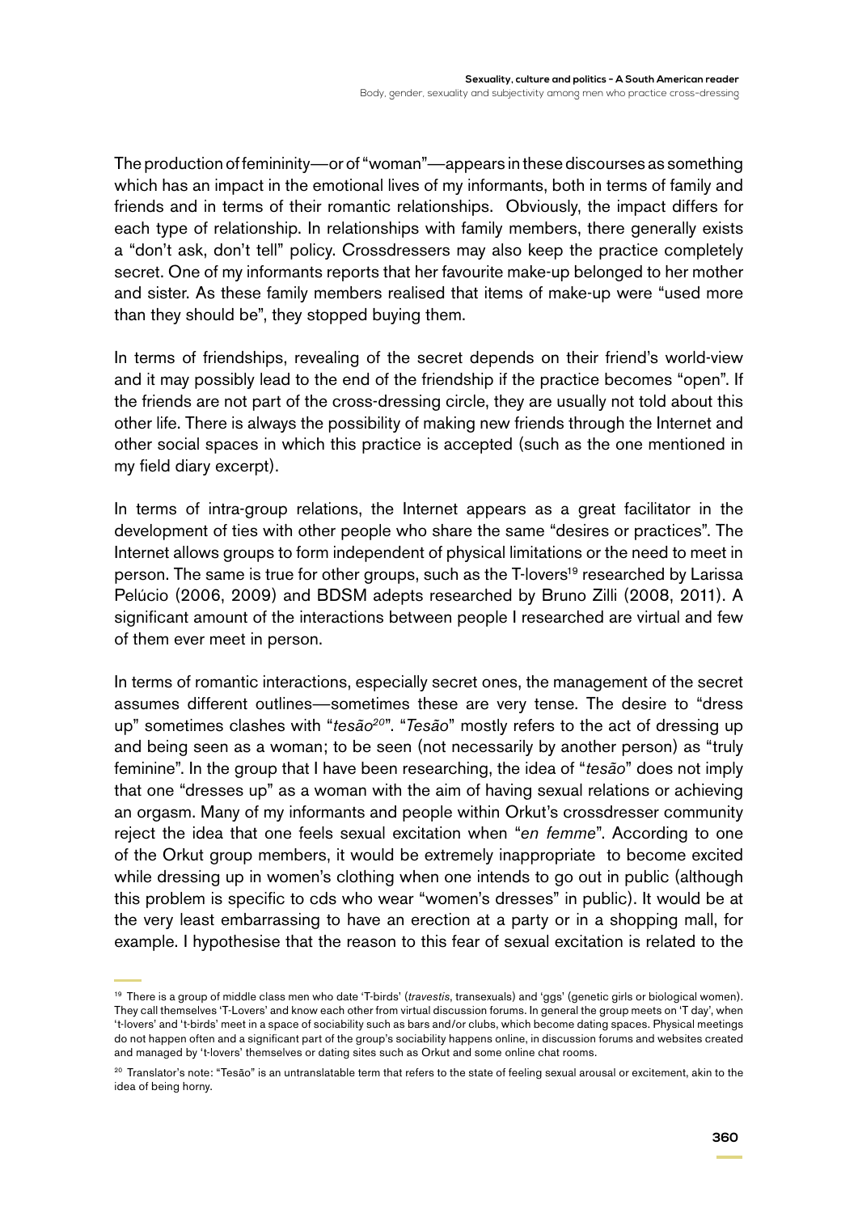The production of femininity—or of "woman"—appears in these discourses as something which has an impact in the emotional lives of my informants, both in terms of family and friends and in terms of their romantic relationships. Obviously, the impact differs for each type of relationship. In relationships with family members, there generally exists a "don't ask, don't tell" policy. Crossdressers may also keep the practice completely secret. One of my informants reports that her favourite make-up belonged to her mother and sister. As these family members realised that items of make-up were "used more than they should be", they stopped buying them.

In terms of friendships, revealing of the secret depends on their friend's world-view and it may possibly lead to the end of the friendship if the practice becomes "open". If the friends are not part of the cross-dressing circle, they are usually not told about this other life. There is always the possibility of making new friends through the Internet and other social spaces in which this practice is accepted (such as the one mentioned in my field diary excerpt).

In terms of intra-group relations, the Internet appears as a great facilitator in the development of ties with other people who share the same "desires or practices". The Internet allows groups to form independent of physical limitations or the need to meet in person. The same is true for other groups, such as the T-lovers[19] researched by Larissa Pelúcio (2006, 2009) and BDSM adepts researched by Bruno Zilli (2008, 2011). A significant amount of the interactions between people I researched are virtual and few of them ever meet in person.

In terms of romantic interactions, especially secret ones, the management of the secret assumes different outlines—sometimes these are very tense. The desire to "dress up" sometimes clashes with "*tesão*[20]". "*Tesão*" mostly refers to the act of dressing up and being seen as a woman; to be seen (not necessarily by another person) as "truly feminine". In the group that I have been researching, the idea of "*tesão*" does not imply that one "dresses up" as a woman with the aim of having sexual relations or achieving an orgasm. Many of my informants and people within Orkut's crossdresser community reject the idea that one feels sexual excitation when "*en femme*". According to one of the Orkut group members, it would be extremely inappropriate to become excited while dressing up in women's clothing when one intends to go out in public (although this problem is specific to cds who wear "women's dresses" in public). It would be at the very least embarrassing to have an erection at a party or in a shopping mall, for example. I hypothesise that the reason to this fear of sexual excitation is related to the

---

[19] There is a group of middle class men who date 'T-birds' (*travestis*, transexuals) and 'ggs' (genetic girls or biological women). They call themselves 'T-Lovers' and know each other from virtual discussion forums. In general the group meets on 'T day', when 't-lovers' and 't-birds' meet in a space of sociability such as bars and/or clubs, which become dating spaces. Physical meetings do not happen often and a significant part of the group's sociability happens online, in discussion forums and websites created and managed by 't-lovers' themselves or dating sites such as Orkut and some online chat rooms.

[20] Translator's note: "Tesão" is an untranslatable term that refers to the state of feeling sexual arousal or excitement, akin to the idea of being horny.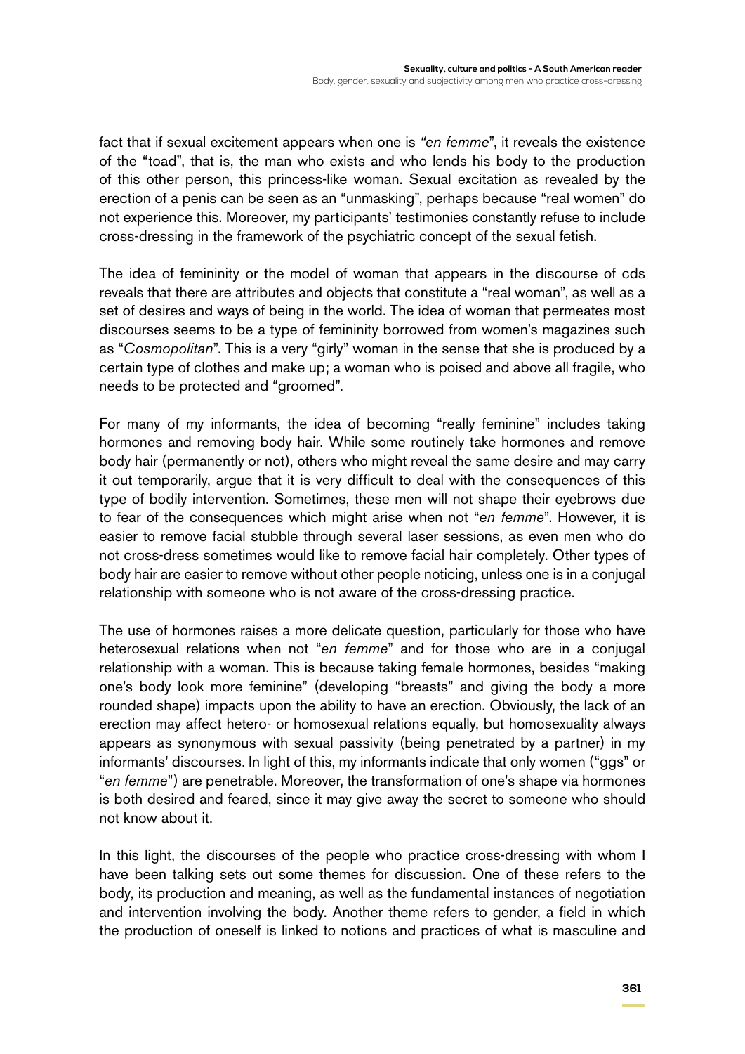fact that if sexual excitement appears when one is *"en femme"*, it reveals the existence of the "toad", that is, the man who exists and who lends his body to the production of this other person, this princess-like woman. Sexual excitation as revealed by the erection of a penis can be seen as an "unmasking", perhaps because "real women" do not experience this. Moreover, my participants' testimonies constantly refuse to include cross-dressing in the framework of the psychiatric concept of the sexual fetish.

The idea of femininity or the model of woman that appears in the discourse of cds reveals that there are attributes and objects that constitute a "real woman", as well as a set of desires and ways of being in the world. The idea of woman that permeates most discourses seems to be a type of femininity borrowed from women's magazines such as "*Cosmopolitan*". This is a very "girly" woman in the sense that she is produced by a certain type of clothes and make up; a woman who is poised and above all fragile, who needs to be protected and "groomed".

For many of my informants, the idea of becoming "really feminine" includes taking hormones and removing body hair. While some routinely take hormones and remove body hair (permanently or not), others who might reveal the same desire and may carry it out temporarily, argue that it is very difficult to deal with the consequences of this type of bodily intervention. Sometimes, these men will not shape their eyebrows due to fear of the consequences which might arise when not "*en femme*". However, it is easier to remove facial stubble through several laser sessions, as even men who do not cross-dress sometimes would like to remove facial hair completely. Other types of body hair are easier to remove without other people noticing, unless one is in a conjugal relationship with someone who is not aware of the cross-dressing practice.

The use of hormones raises a more delicate question, particularly for those who have heterosexual relations when not "*en femme*" and for those who are in a conjugal relationship with a woman. This is because taking female hormones, besides "making one's body look more feminine" (developing "breasts" and giving the body a more rounded shape) impacts upon the ability to have an erection. Obviously, the lack of an erection may affect hetero- or homosexual relations equally, but homosexuality always appears as synonymous with sexual passivity (being penetrated by a partner) in my informants' discourses. In light of this, my informants indicate that only women ("ggs" or "*en femme*") are penetrable. Moreover, the transformation of one's shape via hormones is both desired and feared, since it may give away the secret to someone who should not know about it.

In this light, the discourses of the people who practice cross-dressing with whom I have been talking sets out some themes for discussion. One of these refers to the body, its production and meaning, as well as the fundamental instances of negotiation and intervention involving the body. Another theme refers to gender, a field in which the production of oneself is linked to notions and practices of what is masculine and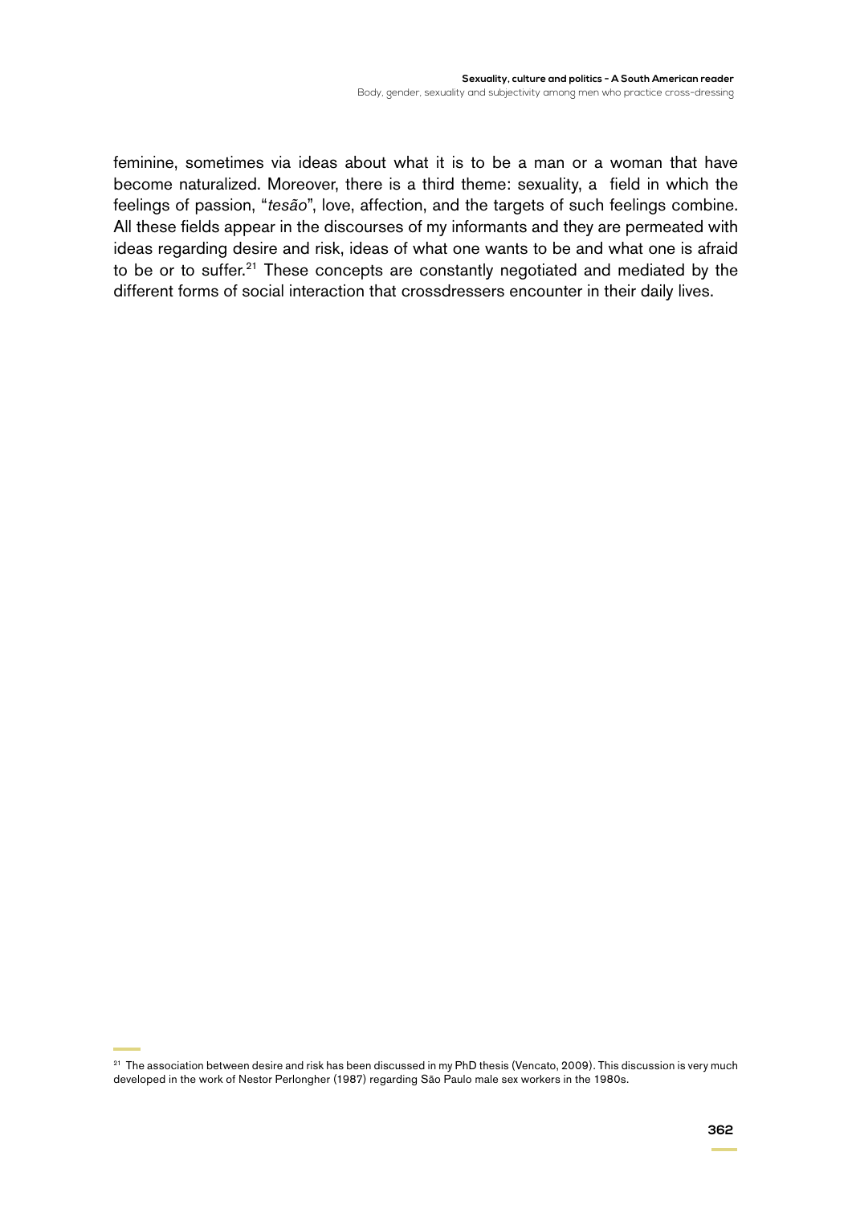feminine, sometimes via ideas about what it is to be a man or a woman that have become naturalized. Moreover, there is a third theme: sexuality, a field in which the feelings of passion, "*tesão*", love, affection, and the targets of such feelings combine. All these fields appear in the discourses of my informants and they are permeated with ideas regarding desire and risk, ideas of what one wants to be and what one is afraid to be or to suffer.[21] These concepts are constantly negotiated and mediated by the different forms of social interaction that crossdressers encounter in their daily lives.

[21] The association between desire and risk has been discussed in my PhD thesis (Vencato, 2009). This discussion is very much developed in the work of Nestor Perlongher (1987) regarding São Paulo male sex workers in the 1980s.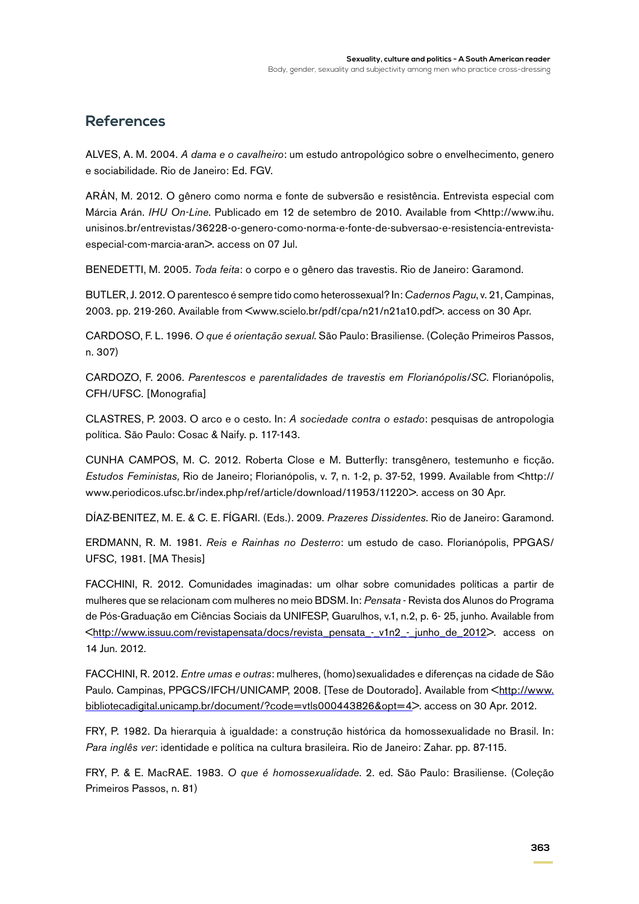## References

ALVES, A. M. 2004. *A dama e o cavalheiro*: um estudo antropológico sobre o envelhecimento, genero e sociabilidade. Rio de Janeiro: Ed. FGV.

ARÁN, M. 2012. O gênero como norma e fonte de subversão e resistência. Entrevista especial com Márcia Arán. *IHU On-Line*. Publicado em 12 de setembro de 2010. Available from <http://www.ihu.unisinos.br/entrevistas/36228-o-genero-como-norma-e-fonte-de-subversao-e-resistencia-entrevista-especial-com-marcia-aran>. access on 07 Jul.

BENEDETTI, M. 2005. *Toda feita*: o corpo e o gênero das travestis. Rio de Janeiro: Garamond.

BUTLER, J. 2012. O parentesco é sempre tido como heterossexual? In: *Cadernos Pagu*, v. 21, Campinas, 2003. pp. 219-260. Available from <www.scielo.br/pdf/cpa/n21/n21a10.pdf>. access on 30 Apr.

CARDOSO, F. L. 1996. *O que é orientação sexual*. São Paulo: Brasiliense. (Coleção Primeiros Passos, n. 307)

CARDOZO, F. 2006. *Parentescos e parentalidades de travestis em Florianópolis/SC*. Florianópolis, CFH/UFSC. [Monografia]

CLASTRES, P. 2003. O arco e o cesto. In: *A sociedade contra o estado*: pesquisas de antropologia política. São Paulo: Cosac & Naify. p. 117-143.

CUNHA CAMPOS, M. C. 2012. Roberta Close e M. Butterfly: transgênero, testemunho e ficção. *Estudos Feministas,* Rio de Janeiro; Florianópolis, v. 7, n. 1-2, p. 37-52, 1999. Available from <http://www.periodicos.ufsc.br/index.php/ref/article/download/11953/11220>. access on 30 Apr.

DÍAZ-BENITEZ, M. E. & C. E. FÍGARI. (Eds.). 2009. *Prazeres Dissidentes*. Rio de Janeiro: Garamond.

ERDMANN, R. M. 1981. *Reis e Rainhas no Desterro*: um estudo de caso. Florianópolis, PPGAS/UFSC, 1981. [MA Thesis]

FACCHINI, R. 2012. Comunidades imaginadas: um olhar sobre comunidades políticas a partir de mulheres que se relacionam com mulheres no meio BDSM. In: *Pensata* - Revista dos Alunos do Programa de Pós-Graduação em Ciências Sociais da UNIFESP, Guarulhos, v.1, n.2, p. 6- 25, junho. Available from <http://www.issuu.com/revistapensata/docs/revista_pensata_-_v1n2_-_junho_de_2012>. access on 14 Jun. 2012.

FACCHINI, R. 2012. *Entre umas e outras*: mulheres, (homo)sexualidades e diferenças na cidade de São Paulo. Campinas, PPGCS/IFCH/UNICAMP, 2008. [Tese de Doutorado]. Available from <http://www.bibliotecadigital.unicamp.br/document/?code=vtls000443826&opt=4>. access on 30 Apr. 2012.

FRY, P. 1982. Da hierarquia à igualdade: a construção histórica da homossexualidade no Brasil. In: *Para inglês ver*: identidade e política na cultura brasileira. Rio de Janeiro: Zahar. pp. 87-115.

FRY, P. & E. MacRAE. 1983. *O que é homossexualidade*. 2. ed. São Paulo: Brasiliense. (Coleção Primeiros Passos, n. 81)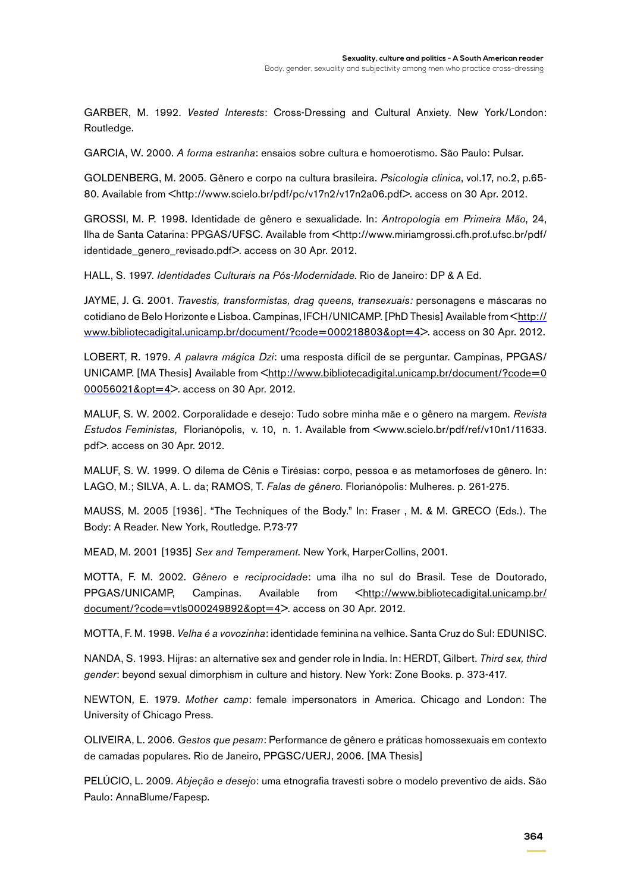GARBER, M. 1992. *Vested Interests*: Cross-Dressing and Cultural Anxiety. New York/London: Routledge.

GARCIA, W. 2000. *A forma estranha*: ensaios sobre cultura e homoerotismo. São Paulo: Pulsar.

GOLDENBERG, M. 2005. Gênero e corpo na cultura brasileira. *Psicologia clinica*, vol.17, no.2, p.65-80. Available from <http://www.scielo.br/pdf/pc/v17n2/v17n2a06.pdf>. access on 30 Apr. 2012.

GROSSI, M. P. 1998. Identidade de gênero e sexualidade. In: *Antropologia em Primeira Mão*, 24, Ilha de Santa Catarina: PPGAS/UFSC. Available from <http://www.miriamgrossi.cfh.prof.ufsc.br/pdf/identidade_genero_revisado.pdf>. access on 30 Apr. 2012.

HALL, S. 1997. *Identidades Culturais na Pós-Modernidade*. Rio de Janeiro: DP & A Ed.

JAYME, J. G. 2001. *Travestis, transformistas, drag queens, transexuais:* personagens e máscaras no cotidiano de Belo Horizonte e Lisboa. Campinas, IFCH/UNICAMP. [PhD Thesis] Available from <http://www.bibliotecadigital.unicamp.br/document/?code=000218803&opt=4>. access on 30 Apr. 2012.

LOBERT, R. 1979. *A palavra mágica Dzi*: uma resposta difícil de se perguntar. Campinas, PPGAS/UNICAMP. [MA Thesis] Available from <http://www.bibliotecadigital.unicamp.br/document/?code=000056021&opt=4>. access on 30 Apr. 2012.

MALUF, S. W. 2002. Corporalidade e desejo: Tudo sobre minha mãe e o gênero na margem. *Revista Estudos Feministas*, Florianópolis, v. 10, n. 1. Available from <www.scielo.br/pdf/ref/v10n1/11633.pdf>. access on 30 Apr. 2012.

MALUF, S. W. 1999. O dilema de Cênis e Tirésias: corpo, pessoa e as metamorfoses de gênero. In: LAGO, M.; SILVA, A. L. da; RAMOS, T. *Falas de gênero*. Florianópolis: Mulheres. p. 261-275.

MAUSS, M. 2005 [1936]. "The Techniques of the Body." In: Fraser , M. & M. GRECO (Eds.). The Body: A Reader. New York, Routledge. P.73-77

MEAD, M. 2001 [1935] *Sex and Temperament*. New York, HarperCollins, 2001.

MOTTA, F. M. 2002. *Gênero e reciprocidade*: uma ilha no sul do Brasil. Tese de Doutorado, PPGAS/UNICAMP, Campinas. Available from <http://www.bibliotecadigital.unicamp.br/document/?code=vtls000249892&opt=4>. access on 30 Apr. 2012.

MOTTA, F. M. 1998. *Velha é a vovozinha*: identidade feminina na velhice. Santa Cruz do Sul: EDUNISC.

NANDA, S. 1993. Hijras: an alternative sex and gender role in India. In: HERDT, Gilbert. *Third sex, third gender*: beyond sexual dimorphism in culture and history. New York: Zone Books. p. 373-417.

NEWTON, E. 1979. *Mother camp*: female impersonators in America. Chicago and London: The University of Chicago Press.

OLIVEIRA, L. 2006. *Gestos que pesam*: Performance de gênero e práticas homossexuais em contexto de camadas populares. Rio de Janeiro, PPGSC/UERJ, 2006. [MA Thesis]

PELÚCIO, L. 2009. *Abjeção e desejo*: uma etnografia travesti sobre o modelo preventivo de aids. São Paulo: AnnaBlume/Fapesp.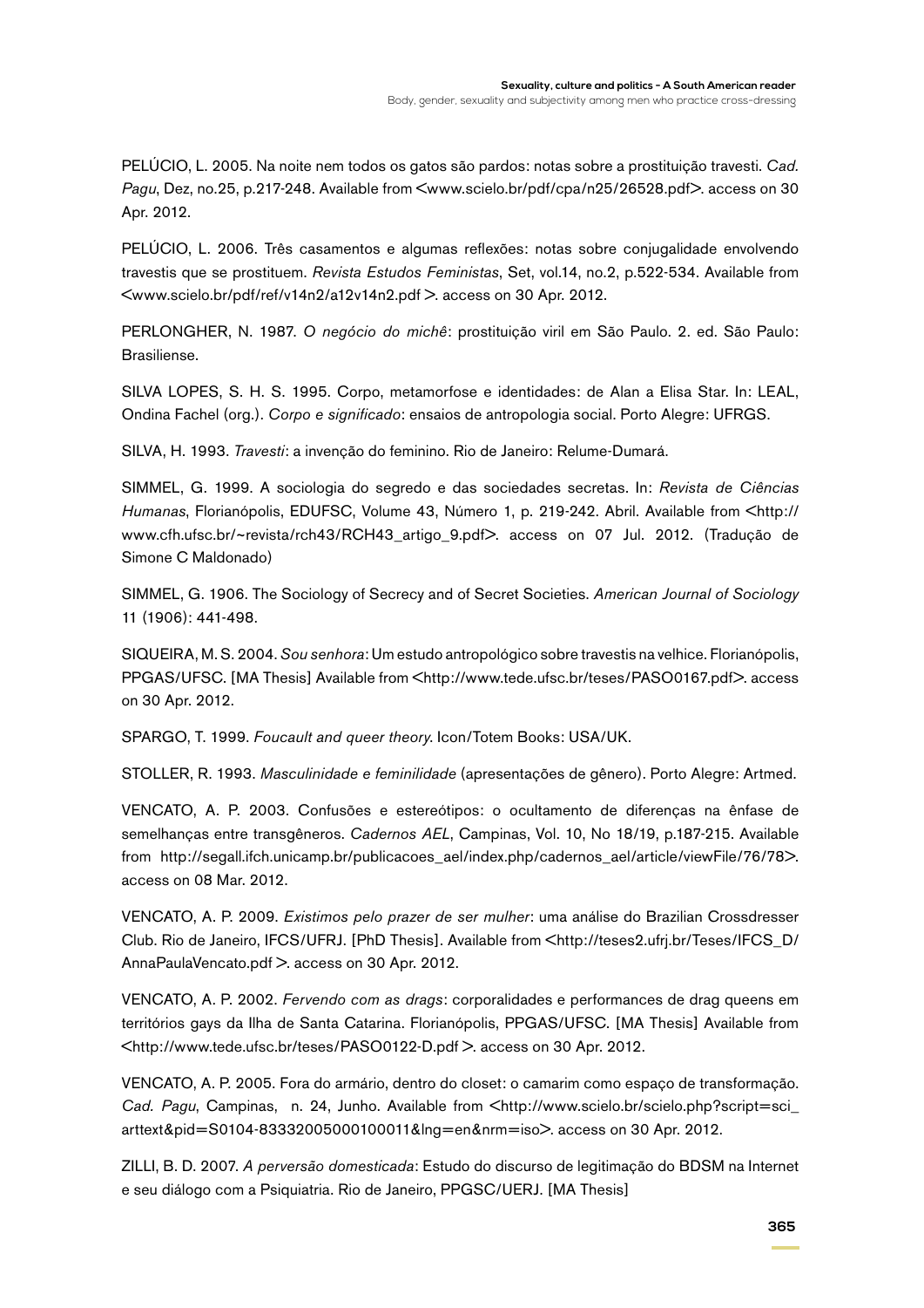PELÚCIO, L. 2005. Na noite nem todos os gatos são pardos: notas sobre a prostituição travesti. *Cad. Pagu*, Dez, no.25, p.217-248. Available from <www.scielo.br/pdf/cpa/n25/26528.pdf>. access on 30 Apr. 2012.

PELÚCIO, L. 2006. Três casamentos e algumas reflexões: notas sobre conjugalidade envolvendo travestis que se prostituem. *Revista Estudos Feministas*, Set, vol.14, no.2, p.522-534. Available from <www.scielo.br/pdf/ref/v14n2/a12v14n2.pdf >. access on 30 Apr. 2012.

PERLONGHER, N. 1987. *O negócio do michê*: prostituição viril em São Paulo. 2. ed. São Paulo: Brasiliense.

SILVA LOPES, S. H. S. 1995. Corpo, metamorfose e identidades: de Alan a Elisa Star. In: LEAL, Ondina Fachel (org.). *Corpo e significado*: ensaios de antropologia social. Porto Alegre: UFRGS.

SILVA, H. 1993. *Travesti*: a invenção do feminino. Rio de Janeiro: Relume-Dumará.

SIMMEL, G. 1999. A sociologia do segredo e das sociedades secretas. In: *Revista de Ciências Humanas*, Florianópolis, EDUFSC, Volume 43, Número 1, p. 219-242. Abril. Available from <http://www.cfh.ufsc.br/~revista/rch43/RCH43_artigo_9.pdf>. access on 07 Jul. 2012. (Tradução de Simone C Maldonado)

SIMMEL, G. 1906. The Sociology of Secrecy and of Secret Societies. *American Journal of Sociology* 11 (1906): 441-498.

SIQUEIRA, M. S. 2004. *Sou senhora*: Um estudo antropológico sobre travestis na velhice. Florianópolis, PPGAS/UFSC. [MA Thesis] Available from <http://www.tede.ufsc.br/teses/PASO0167.pdf>. access on 30 Apr. 2012.

SPARGO, T. 1999. *Foucault and queer theory*. Icon/Totem Books: USA/UK.

STOLLER, R. 1993. *Masculinidade e feminilidade* (apresentações de gênero). Porto Alegre: Artmed.

VENCATO, A. P. 2003. Confusões e estereótipos: o ocultamento de diferenças na ênfase de semelhanças entre transgêneros. *Cadernos AEL*, Campinas, Vol. 10, No 18/19, p.187-215. Available from http://segall.ifch.unicamp.br/publicacoes_ael/index.php/cadernos_ael/article/viewFile/76/78>. access on 08 Mar. 2012.

VENCATO, A. P. 2009. *Existimos pelo prazer de ser mulher*: uma análise do Brazilian Crossdresser Club. Rio de Janeiro, IFCS/UFRJ. [PhD Thesis]. Available from <http://teses2.ufrj.br/Teses/IFCS_D/AnnaPaulaVencato.pdf >. access on 30 Apr. 2012.

VENCATO, A. P. 2002. *Fervendo com as drags*: corporalidades e performances de drag queens em territórios gays da Ilha de Santa Catarina. Florianópolis, PPGAS/UFSC. [MA Thesis] Available from <http://www.tede.ufsc.br/teses/PASO0122-D.pdf >. access on 30 Apr. 2012.

VENCATO, A. P. 2005. Fora do armário, dentro do closet: o camarim como espaço de transformação. *Cad. Pagu*, Campinas, n. 24, Junho. Available from <http://www.scielo.br/scielo.php?script=sci_arttext&pid=S0104-83332005000100011&lng=en&nrm=iso>. access on 30 Apr. 2012.

ZILLI, B. D. 2007. *A perversão domesticada*: Estudo do discurso de legitimação do BDSM na Internet e seu diálogo com a Psiquiatria. Rio de Janeiro, PPGSC/UERJ. [MA Thesis]